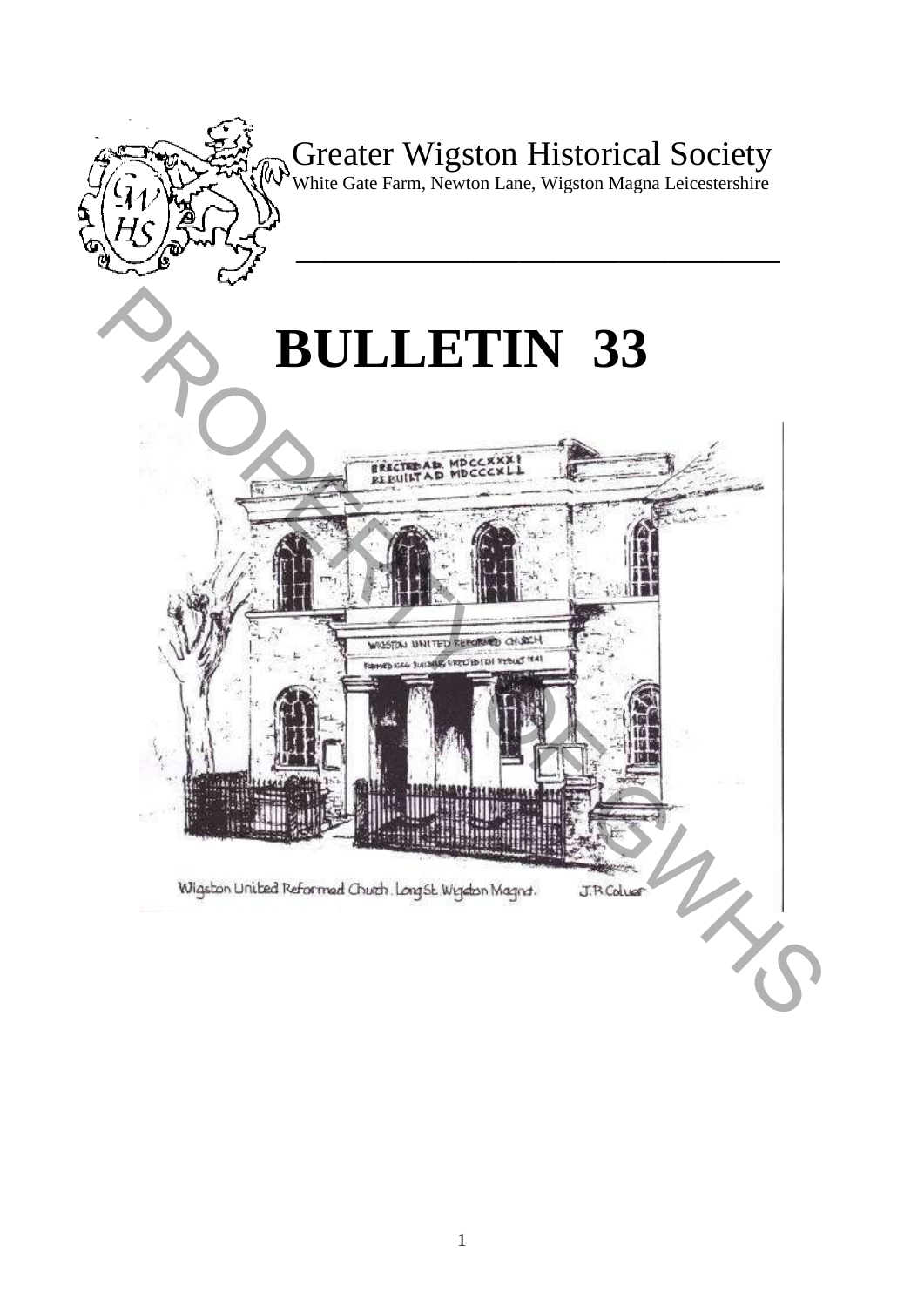# Greater Wigston Historical Society

White Gate Farm, Newton Lane, Wigston Magna Leicestershire

# BULLETIN 33

Wigston United Reformed Church . Long St. Wigston Magna. J.R.Colver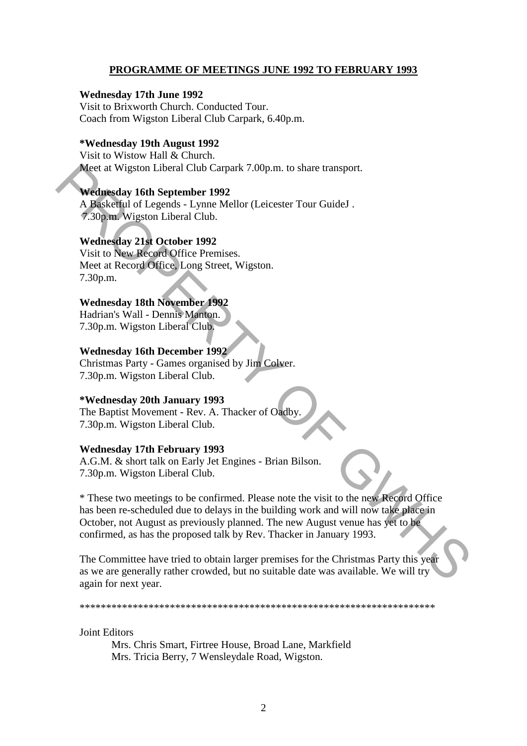## PROGRAMME OF MEETINGS JUNE 1992 TO FEBRUARY 1993

**Wednesday 17th June 1992**
Visit to Brixworth Church. Conducted Tour.
Coach from Wigston Liberal Club Carpark, 6.40p.m.

***Wednesday 19th August 1992**
Visit to Wistow Hall & Church.
Meet at Wigston Liberal Club Carpark 7.00p.m. to share transport.

**Wednesday 16th September 1992**
A Basketful of Legends - Lynne Mellor (Leicester Tour GuideJ .
7.30p.m. Wigston Liberal Club.

**Wednesday 21st October 1992**
Visit to New Record Office Premises.
Meet at Record Office, Long Street, Wigston.
7.30p.m.

**Wednesday 18th November 1992**
Hadrian's Wall - Dennis Manton.
7.30p.m. Wigston Liberal Club.

**Wednesday 16th December 1992**
Christmas Party - Games organised by Jim Colver.
7.30p.m. Wigston Liberal Club.

***Wednesday 20th January 1993**
The Baptist Movement - Rev. A. Thacker of Oadby.
7.30p.m. Wigston Liberal Club.

**Wednesday 17th February 1993**
A.G.M. & short talk on Early Jet Engines - Brian Bilson.
7.30p.m. Wigston Liberal Club.

* These two meetings to be confirmed. Please note the visit to the new Record Office has been re-scheduled due to delays in the building work and will now take place in October, not August as previously planned. The new August venue has yet to be confirmed, as has the proposed talk by Rev. Thacker in January 1993.

The Committee have tried to obtain larger premises for the Christmas Party this year as we are generally rather crowded, but no suitable date was available. We will try again for next year.

*******************************************************************

Joint Editors

Mrs. Chris Smart, Firtree House, Broad Lane, Markfield
Mrs. Tricia Berry, 7 Wensleydale Road, Wigston.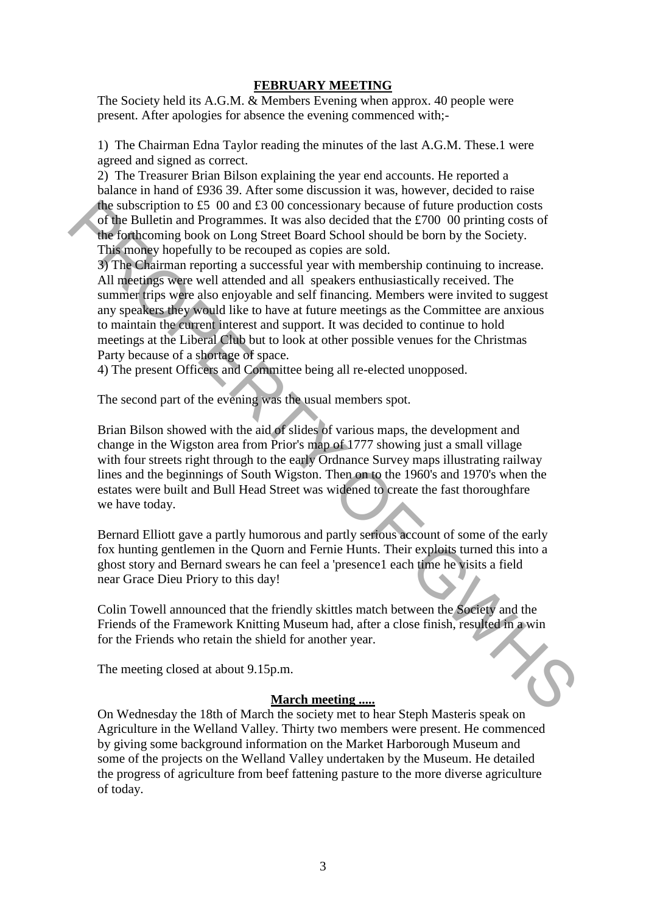## FEBRUARY MEETING

The Society held its A.G.M. & Members Evening when approx. 40 people were present. After apologies for absence the evening commenced with;-

1) The Chairman Edna Taylor reading the minutes of the last A.G.M. These.1 were agreed and signed as correct.

2) The Treasurer Brian Bilson explaining the year end accounts. He reported a balance in hand of £936 39. After some discussion it was, however, decided to raise the subscription to £5 00 and £3 00 concessionary because of future production costs of the Bulletin and Programmes. It was also decided that the £700 00 printing costs of the forthcoming book on Long Street Board School should be born by the Society. This money hopefully to be recouped as copies are sold.

3) The Chairman reporting a successful year with membership continuing to increase. All meetings were well attended and all speakers enthusiastically received. The summer trips were also enjoyable and self financing. Members were invited to suggest any speakers they would like to have at future meetings as the Committee are anxious to maintain the current interest and support. It was decided to continue to hold meetings at the Liberal Club but to look at other possible venues for the Christmas Party because of a shortage of space.

4) The present Officers and Committee being all re-elected unopposed.

The second part of the evening was the usual members spot.

Brian Bilson showed with the aid of slides of various maps, the development and change in the Wigston area from Prior's map of 1777 showing just a small village with four streets right through to the early Ordnance Survey maps illustrating railway lines and the beginnings of South Wigston. Then on to the 1960's and 1970's when the estates were built and Bull Head Street was widened to create the fast thoroughfare we have today.

Bernard Elliott gave a partly humorous and partly serious account of some of the early fox hunting gentlemen in the Quorn and Fernie Hunts. Their exploits turned this into a ghost story and Bernard swears he can feel a 'presence1 each time he visits a field near Grace Dieu Priory to this day!

Colin Towell announced that the friendly skittles match between the Society and the Friends of the Framework Knitting Museum had, after a close finish, resulted in a win for the Friends who retain the shield for another year.

The meeting closed at about 9.15p.m.

## March meeting .....

On Wednesday the 18th of March the society met to hear Steph Masteris speak on Agriculture in the Welland Valley. Thirty two members were present. He commenced by giving some background information on the Market Harborough Museum and some of the projects on the Welland Valley undertaken by the Museum. He detailed the progress of agriculture from beef fattening pasture to the more diverse agriculture of today.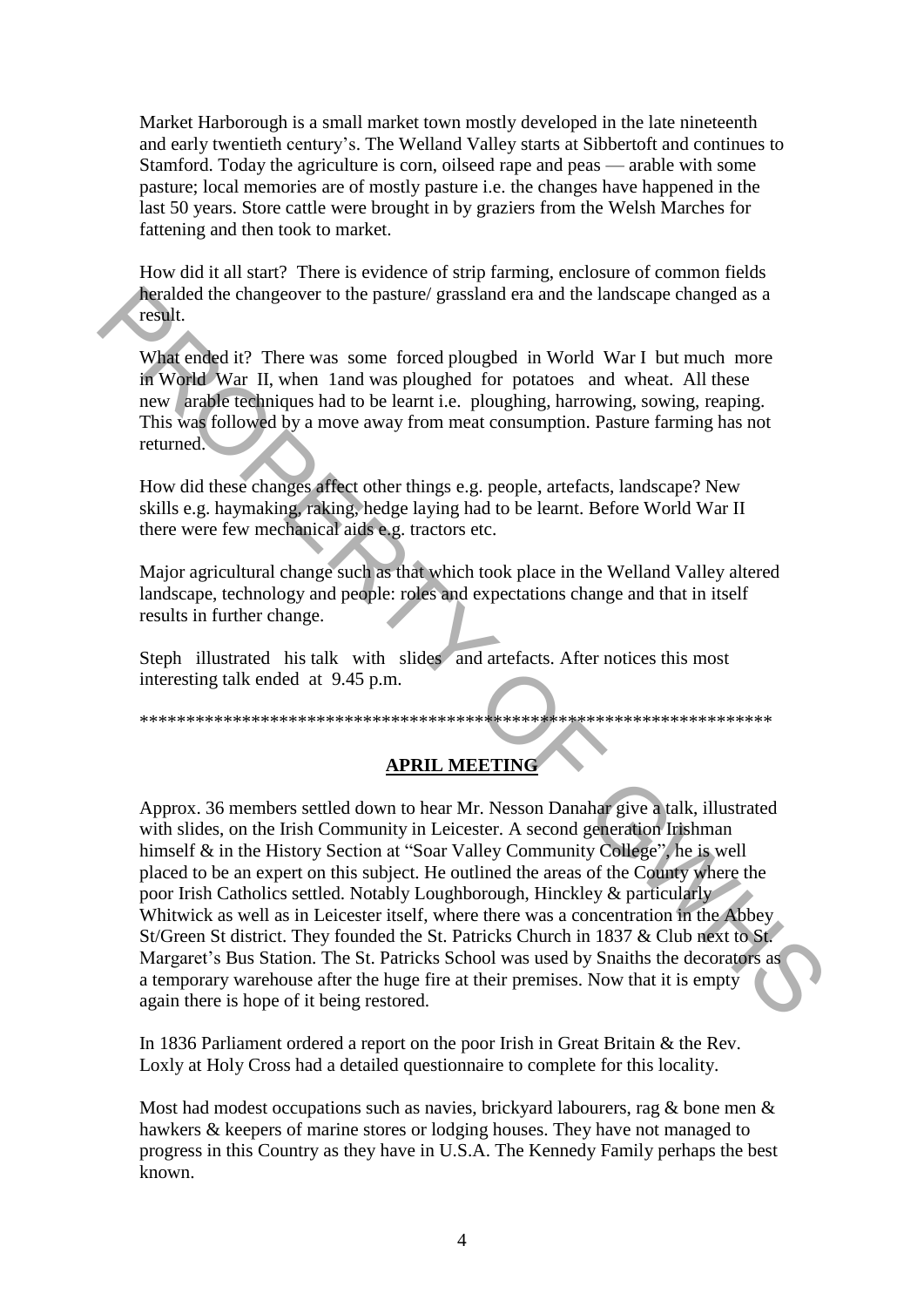Market Harborough is a small market town mostly developed in the late nineteenth and early twentieth century's. The Welland Valley starts at Sibbertoft and continues to Stamford. Today the agriculture is corn, oilseed rape and peas — arable with some pasture; local memories are of mostly pasture i.e. the changes have happened in the last 50 years. Store cattle were brought in by graziers from the Welsh Marches for fattening and then took to market.

How did it all start? There is evidence of strip farming, enclosure of common fields heralded the changeover to the pasture/ grassland era and the landscape changed as a result.

What ended it? There was some forced ploughed in World War I but much more in World War II, when 1and was ploughed for potatoes and wheat. All these new arable techniques had to be learnt i.e. ploughing, harrowing, sowing, reaping. This was followed by a move away from meat consumption. Pasture farming has not returned.

How did these changes affect other things e.g. people, artefacts, landscape? New skills e.g. haymaking, raking, hedge laying had to be learnt. Before World War II there were few mechanical aids e.g. tractors etc.

Major agricultural change such as that which took place in the Welland Valley altered landscape, technology and people: roles and expectations change and that in itself results in further change.

Steph illustrated his talk with slides and artefacts. After notices this most interesting talk ended at 9.45 p.m.

**********************************************************************

## APRIL MEETING

Approx. 36 members settled down to hear Mr. Nesson Danahar give a talk, illustrated with slides, on the Irish Community in Leicester. A second generation Irishman himself & in the History Section at "Soar Valley Community College", he is well placed to be an expert on this subject. He outlined the areas of the County where the poor Irish Catholics settled. Notably Loughborough, Hinckley & particularly Whitwick as well as in Leicester itself, where there was a concentration in the Abbey St/Green St district. They founded the St. Patricks Church in 1837 & Club next to St. Margaret's Bus Station. The St. Patricks School was used by Snaiths the decorators as a temporary warehouse after the huge fire at their premises. Now that it is empty again there is hope of it being restored.

In 1836 Parliament ordered a report on the poor Irish in Great Britain & the Rev. Loxly at Holy Cross had a detailed questionnaire to complete for this locality.

Most had modest occupations such as navies, brickyard labourers, rag & bone men & hawkers & keepers of marine stores or lodging houses. They have not managed to progress in this Country as they have in U.S.A. The Kennedy Family perhaps the best known.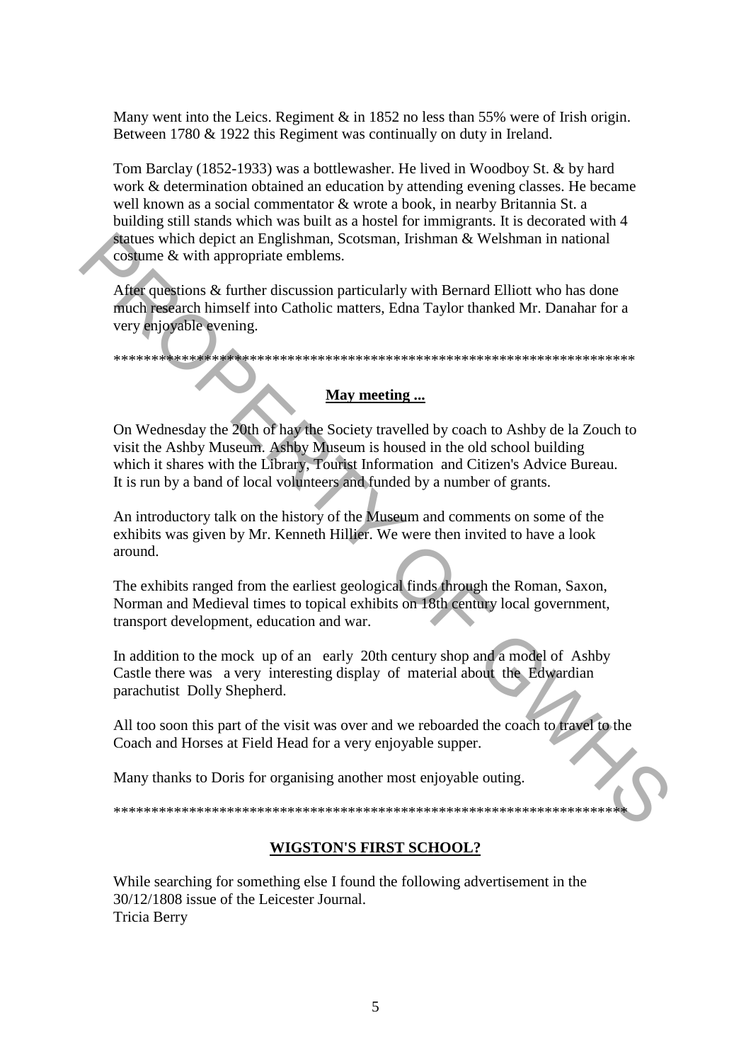Many went into the Leics. Regiment & in 1852 no less than 55% were of Irish origin. Between 1780 & 1922 this Regiment was continually on duty in Ireland.

Tom Barclay (1852-1933) was a bottlewasher. He lived in Woodboy St. & by hard work & determination obtained an education by attending evening classes. He became well known as a social commentator & wrote a book, in nearby Britannia St. a building still stands which was built as a hostel for immigrants. It is decorated with 4 statues which depict an Englishman, Scotsman, Irishman & Welshman in national costume & with appropriate emblems.

After questions & further discussion particularly with Bernard Elliott who has done much research himself into Catholic matters, Edna Taylor thanked Mr. Danahar for a very enjoyable evening.

**********************************************************************

**May meeting ...**

On Wednesday the 20th of hay the Society travelled by coach to Ashby de la Zouch to visit the Ashby Museum. Ashby Museum is housed in the old school building which it shares with the Library, Tourist Information and Citizen's Advice Bureau. It is run by a band of local volunteers and funded by a number of grants.

An introductory talk on the history of the Museum and comments on some of the exhibits was given by Mr. Kenneth Hillier. We were then invited to have a look around.

The exhibits ranged from the earliest geological finds through the Roman, Saxon, Norman and Medieval times to topical exhibits on 18th century local government, transport development, education and war.

In addition to the mock up of an early 20th century shop and a model of Ashby Castle there was a very interesting display of material about the Edwardian parachutist Dolly Shepherd.

All too soon this part of the visit was over and we reboarded the coach to travel to the Coach and Horses at Field Head for a very enjoyable supper.

Many thanks to Doris for organising another most enjoyable outing.

**********************************************************************

**WIGSTON'S FIRST SCHOOL?**

While searching for something else I found the following advertisement in the 30/12/1808 issue of the Leicester Journal.
Tricia Berry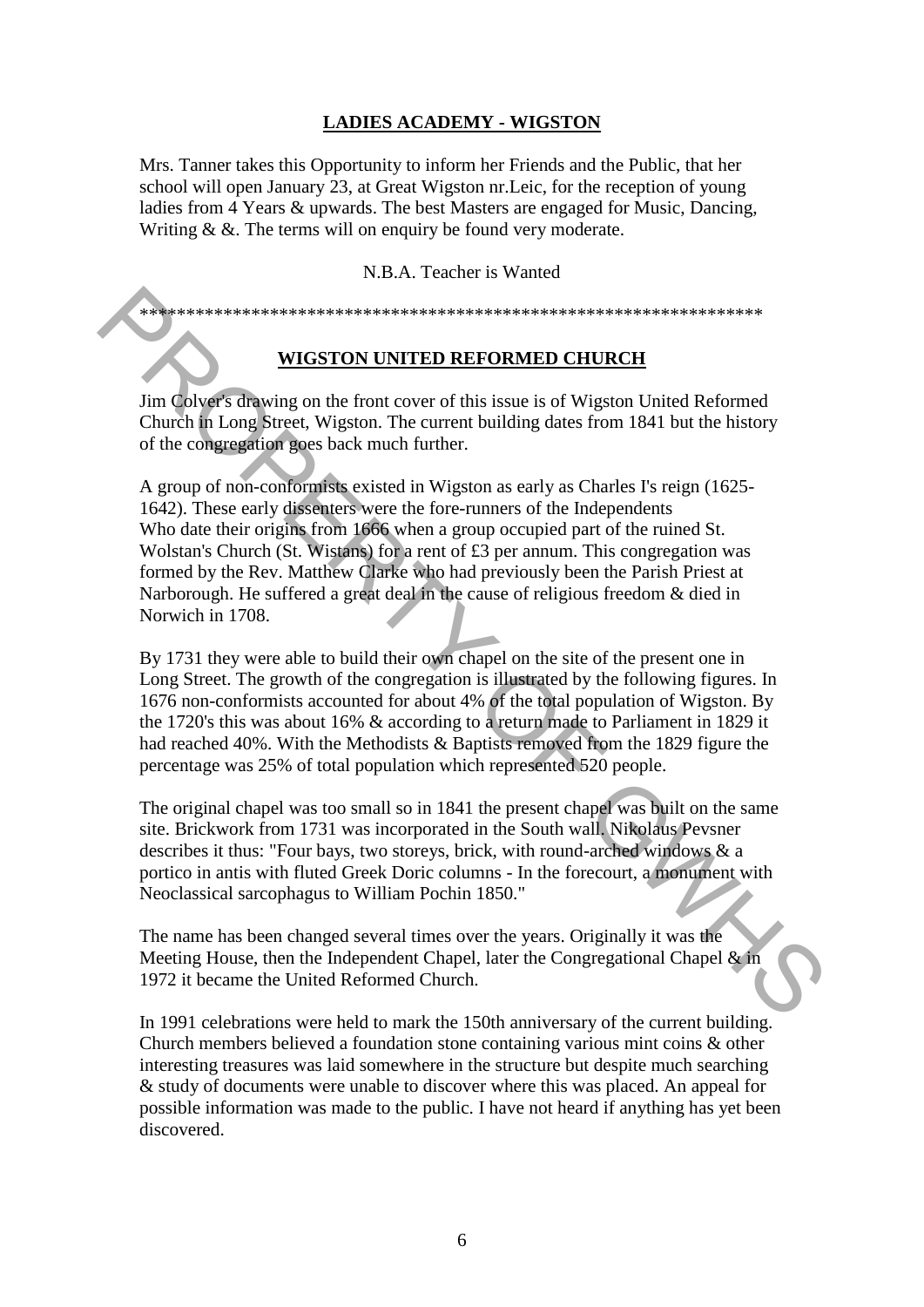## LADIES ACADEMY - WIGSTON

Mrs. Tanner takes this Opportunity to inform her Friends and the Public, that her school will open January 23, at Great Wigston nr.Leic, for the reception of young ladies from 4 Years & upwards. The best Masters are engaged for Music, Dancing, Writing & &. The terms will on enquiry be found very moderate.

N.B.A. Teacher is Wanted

*******************************************************************

## WIGSTON UNITED REFORMED CHURCH

Jim Colver's drawing on the front cover of this issue is of Wigston United Reformed Church in Long Street, Wigston. The current building dates from 1841 but the history of the congregation goes back much further.

A group of non-conformists existed in Wigston as early as Charles I's reign (1625-1642). These early dissenters were the fore-runners of the Independents Who date their origins from 1666 when a group occupied part of the ruined St. Wolstan's Church (St. Wistans) for a rent of £3 per annum. This congregation was formed by the Rev. Matthew Clarke who had previously been the Parish Priest at Narborough. He suffered a great deal in the cause of religious freedom & died in Norwich in 1708.

By 1731 they were able to build their own chapel on the site of the present one in Long Street. The growth of the congregation is illustrated by the following figures. In 1676 non-conformists accounted for about 4% of the total population of Wigston. By the 1720's this was about 16% & according to a return made to Parliament in 1829 it had reached 40%. With the Methodists & Baptists removed from the 1829 figure the percentage was 25% of total population which represented 520 people.

The original chapel was too small so in 1841 the present chapel was built on the same site. Brickwork from 1731 was incorporated in the South wall. Nikolaus Pevsner describes it thus: "Four bays, two storeys, brick, with round-arched windows & a portico in antis with fluted Greek Doric columns - In the forecourt, a monument with Neoclassical sarcophagus to William Pochin 1850."

The name has been changed several times over the years. Originally it was the Meeting House, then the Independent Chapel, later the Congregational Chapel & in 1972 it became the United Reformed Church.

In 1991 celebrations were held to mark the 150th anniversary of the current building. Church members believed a foundation stone containing various mint coins & other interesting treasures was laid somewhere in the structure but despite much searching & study of documents were unable to discover where this was placed. An appeal for possible information was made to the public. I have not heard if anything has yet been discovered.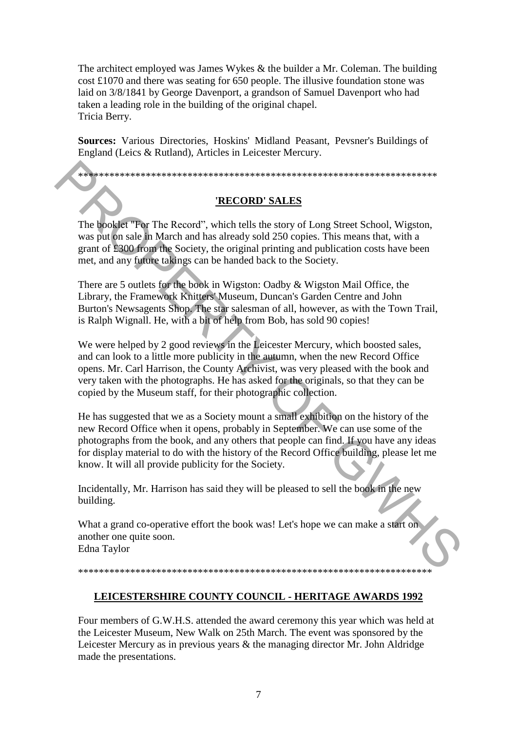The architect employed was James Wykes & the builder a Mr. Coleman. The building cost £1070 and there was seating for 650 people. The illusive foundation stone was laid on 3/8/1841 by George Davenport, a grandson of Samuel Davenport who had taken a leading role in the building of the original chapel.
Tricia Berry.

**Sources:** Various Directories, Hoskins' Midland Peasant, Pevsner's Buildings of England (Leics & Rutland), Articles in Leicester Mercury.

*********************************************************************

## 'RECORD' SALES

The booklet "For The Record", which tells the story of Long Street School, Wigston, was put on sale in March and has already sold 250 copies. This means that, with a grant of £300 from the Society, the original printing and publication costs have been met, and any future takings can be handed back to the Society.

There are 5 outlets for the book in Wigston: Oadby & Wigston Mail Office, the Library, the Framework Knitters' Museum, Duncan's Garden Centre and John Burton's Newsagents Shop. The star salesman of all, however, as with the Town Trail, is Ralph Wignall. He, with a bit of help from Bob, has sold 90 copies!

We were helped by 2 good reviews in the Leicester Mercury, which boosted sales, and can look to a little more publicity in the autumn, when the new Record Office opens. Mr. Carl Harrison, the County Archivist, was very pleased with the book and very taken with the photographs. He has asked for the originals, so that they can be copied by the Museum staff, for their photographic collection.

He has suggested that we as a Society mount a small exhibition on the history of the new Record Office when it opens, probably in September. We can use some of the photographs from the book, and any others that people can find. If you have any ideas for display material to do with the history of the Record Office building, please let me know. It will all provide publicity for the Society.

Incidentally, Mr. Harrison has said they will be pleased to sell the book in the new building.

What a grand co-operative effort the book was! Let's hope we can make a start on another one quite soon.
Edna Taylor

*********************************************************************

## LEICESTERSHIRE COUNTY COUNCIL - HERITAGE AWARDS 1992

Four members of G.W.H.S. attended the award ceremony this year which was held at the Leicester Museum, New Walk on 25th March. The event was sponsored by the Leicester Mercury as in previous years & the managing director Mr. John Aldridge made the presentations.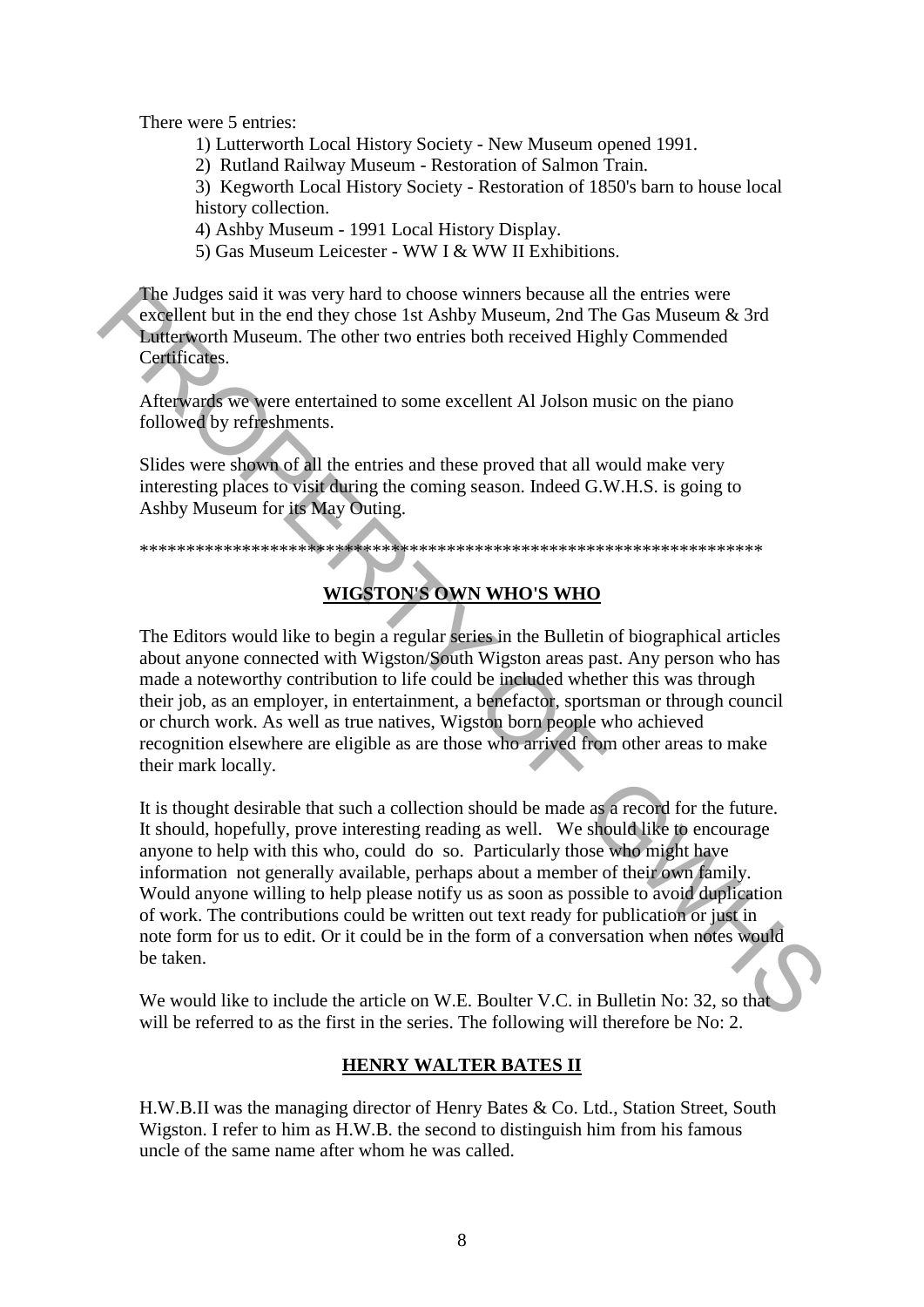There were 5 entries:

1) Lutterworth Local History Society - New Museum opened 1991.
2) Rutland Railway Museum - Restoration of Salmon Train.
3) Kegworth Local History Society - Restoration of 1850's barn to house local history collection.
4) Ashby Museum - 1991 Local History Display.
5) Gas Museum Leicester - WW I & WW II Exhibitions.

The Judges said it was very hard to choose winners because all the entries were excellent but in the end they chose 1st Ashby Museum, 2nd The Gas Museum & 3rd Lutterworth Museum. The other two entries both received Highly Commended Certificates.

Afterwards we were entertained to some excellent Al Jolson music on the piano followed by refreshments.

Slides were shown of all the entries and these proved that all would make very interesting places to visit during the coming season. Indeed G.W.H.S. is going to Ashby Museum for its May Outing.

\*\*\*\*\*\*\*\*\*\*\*\*\*\*\*\*\*\*\*\*\*\*\*\*\*\*\*\*\*\*\*\*\*\*\*\*\*\*\*\*\*\*\*\*\*\*\*\*\*\*\*\*\*\*\*\*\*\*\*\*\*\*\*\*\*\*\*\*\*\*

## WIGSTON'S OWN WHO'S WHO

The Editors would like to begin a regular series in the Bulletin of biographical articles about anyone connected with Wigston/South Wigston areas past. Any person who has made a noteworthy contribution to life could be included whether this was through their job, as an employer, in entertainment, a benefactor, sportsman or through council or church work. As well as true natives, Wigston born people who achieved recognition elsewhere are eligible as are those who arrived from other areas to make their mark locally.

It is thought desirable that such a collection should be made as a record for the future. It should, hopefully, prove interesting reading as well. We should like to encourage anyone to help with this who, could do so. Particularly those who might have information not generally available, perhaps about a member of their own family. Would anyone willing to help please notify us as soon as possible to avoid duplication of work. The contributions could be written out text ready for publication or just in note form for us to edit. Or it could be in the form of a conversation when notes would be taken.

We would like to include the article on W.E. Boulter V.C. in Bulletin No: 32, so that will be referred to as the first in the series. The following will therefore be No: 2.

## HENRY WALTER BATES II

H.W.B.II was the managing director of Henry Bates & Co. Ltd., Station Street, South Wigston. I refer to him as H.W.B. the second to distinguish him from his famous uncle of the same name after whom he was called.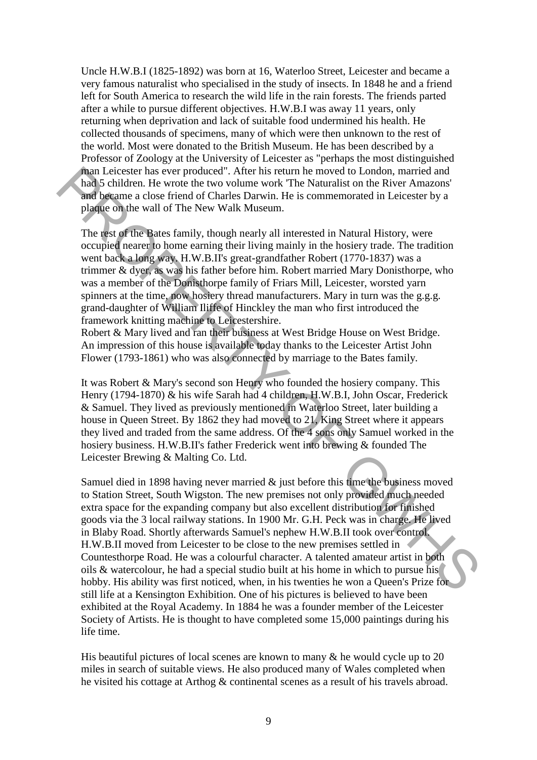Uncle H.W.B.I (1825-1892) was born at 16, Waterloo Street, Leicester and became a very famous naturalist who specialised in the study of insects. In 1848 he and a friend left for South America to research the wild life in the rain forests. The friends parted after a while to pursue different objectives. H.W.B.I was away 11 years, only returning when deprivation and lack of suitable food undermined his health. He collected thousands of specimens, many of which were then unknown to the rest of the world. Most were donated to the British Museum. He has been described by a Professor of Zoology at the University of Leicester as "perhaps the most distinguished man Leicester has ever produced". After his return he moved to London, married and had 5 children. He wrote the two volume work 'The Naturalist on the River Amazons' and became a close friend of Charles Darwin. He is commemorated in Leicester by a plaque on the wall of The New Walk Museum.

The rest of the Bates family, though nearly all interested in Natural History, were occupied nearer to home earning their living mainly in the hosiery trade. The tradition went back a long way. H.W.B.II's great-grandfather Robert (1770-1837) was a trimmer & dyer, as was his father before him. Robert married Mary Donisthorpe, who was a member of the Donisthorpe family of Friars Mill, Leicester, worsted yarn spinners at the time, now hosiery thread manufacturers. Mary in turn was the g.g.g. grand-daughter of William Iliffe of Hinckley the man who first introduced the framework knitting machine to Leicestershire.
Robert & Mary lived and ran their business at West Bridge House on West Bridge. An impression of this house is available today thanks to the Leicester Artist John Flower (1793-1861) who was also connected by marriage to the Bates family.

It was Robert & Mary's second son Henry who founded the hosiery company. This Henry (1794-1870) & his wife Sarah had 4 children, H.W.B.I, John Oscar, Frederick & Samuel. They lived as previously mentioned in Waterloo Street, later building a house in Queen Street. By 1862 they had moved to 21, King Street where it appears they lived and traded from the same address. Of the 4 sons only Samuel worked in the hosiery business. H.W.B.II's father Frederick went into brewing & founded The Leicester Brewing & Malting Co. Ltd.

Samuel died in 1898 having never married & just before this time the business moved to Station Street, South Wigston. The new premises not only provided much needed extra space for the expanding company but also excellent distribution for finished goods via the 3 local railway stations. In 1900 Mr. G.H. Peck was in charge. He lived in Blaby Road. Shortly afterwards Samuel's nephew H.W.B.II took over control. H.W.B.II moved from Leicester to be close to the new premises settled in Countesthorpe Road. He was a colourful character. A talented amateur artist in both oils & watercolour, he had a special studio built at his home in which to pursue his hobby. His ability was first noticed, when, in his twenties he won a Queen's Prize for still life at a Kensington Exhibition. One of his pictures is believed to have been exhibited at the Royal Academy. In 1884 he was a founder member of the Leicester Society of Artists. He is thought to have completed some 15,000 paintings during his life time.

His beautiful pictures of local scenes are known to many & he would cycle up to 20 miles in search of suitable views. He also produced many of Wales completed when he visited his cottage at Arthog & continental scenes as a result of his travels abroad.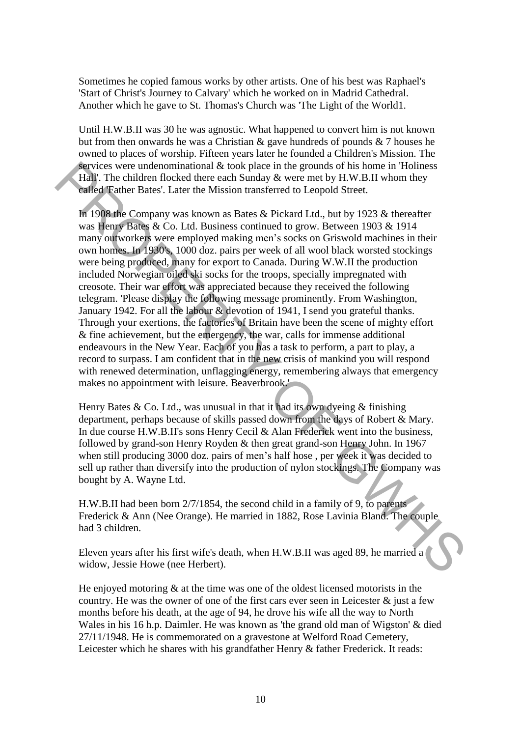Sometimes he copied famous works by other artists. One of his best was Raphael's 'Start of Christ's Journey to Calvary' which he worked on in Madrid Cathedral. Another which he gave to St. Thomas's Church was 'The Light of the World1.

Until H.W.B.II was 30 he was agnostic. What happened to convert him is not known but from then onwards he was a Christian & gave hundreds of pounds & 7 houses he owned to places of worship. Fifteen years later he founded a Children's Mission. The services were undenominational & took place in the grounds of his home in 'Holiness Hall'. The children flocked there each Sunday & were met by H.W.B.II whom they called 'Father Bates'. Later the Mission transferred to Leopold Street.

In 1908 the Company was known as Bates & Pickard Ltd., but by 1923 & thereafter was Henry Bates & Co. Ltd. Business continued to grow. Between 1903 & 1914 many outworkers were employed making men's socks on Griswold machines in their own homes. In 1930's, 1000 doz. pairs per week of all wool black worsted stockings were being produced, many for export to Canada. During W.W.II the production included Norwegian oiled ski socks for the troops, specially impregnated with creosote. Their war effort was appreciated because they received the following telegram. 'Please display the following message prominently. From Washington, January 1942. For all the labour & devotion of 1941, I send you grateful thanks. Through your exertions, the factories of Britain have been the scene of mighty effort & fine achievement, but the emergency, the war, calls for immense additional endeavours in the New Year. Each of you has a task to perform, a part to play, a record to surpass. I am confident that in the new crisis of mankind you will respond with renewed determination, unflagging energy, remembering always that emergency makes no appointment with leisure. Beaverbrook.'

Henry Bates & Co. Ltd., was unusual in that it had its own dyeing & finishing department, perhaps because of skills passed down from the days of Robert & Mary. In due course H.W.B.II's sons Henry Cecil & Alan Frederick went into the business, followed by grand-son Henry Royden & then great grand-son Henry John. In 1967 when still producing 3000 doz. pairs of men's half hose , per week it was decided to sell up rather than diversify into the production of nylon stockings. The Company was bought by A. Wayne Ltd.

H.W.B.II had been born 2/7/1854, the second child in a family of 9, to parents Frederick & Ann (Nee Orange). He married in 1882, Rose Lavinia Bland. The couple had 3 children.

Eleven years after his first wife's death, when H.W.B.II was aged 89, he married a widow, Jessie Howe (nee Herbert).

He enjoyed motoring & at the time was one of the oldest licensed motorists in the country. He was the owner of one of the first cars ever seen in Leicester & just a few months before his death, at the age of 94, he drove his wife all the way to North Wales in his 16 h.p. Daimler. He was known as 'the grand old man of Wigston' & died 27/11/1948. He is commemorated on a gravestone at Welford Road Cemetery, Leicester which he shares with his grandfather Henry & father Frederick. It reads: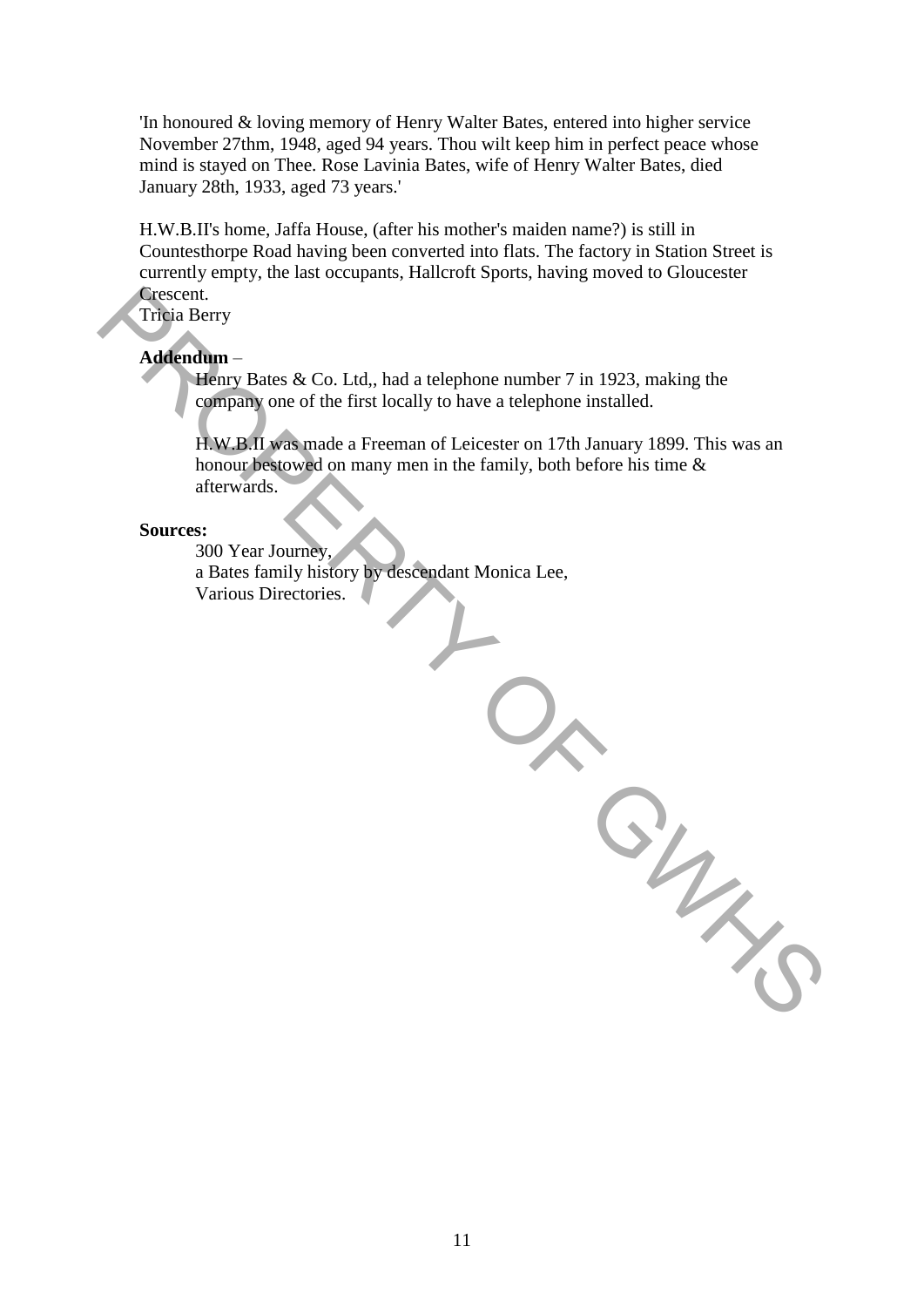'In honoured & loving memory of Henry Walter Bates, entered into higher service November 27thm, 1948, aged 94 years. Thou wilt keep him in perfect peace whose mind is stayed on Thee. Rose Lavinia Bates, wife of Henry Walter Bates, died January 28th, 1933, aged 73 years.'

H.W.B.II's home, Jaffa House, (after his mother's maiden name?) is still in Countesthorpe Road having been converted into flats. The factory in Station Street is currently empty, the last occupants, Hallcroft Sports, having moved to Gloucester Crescent.

Tricia Berry

**Addendum** –

Henry Bates & Co. Ltd,, had a telephone number 7 in 1923, making the company one of the first locally to have a telephone installed.

H.W.B.II was made a Freeman of Leicester on 17th January 1899. This was an honour bestowed on many men in the family, both before his time & afterwards.

**Sources:**

300 Year Journey,
a Bates family history by descendant Monica Lee,
Various Directories.